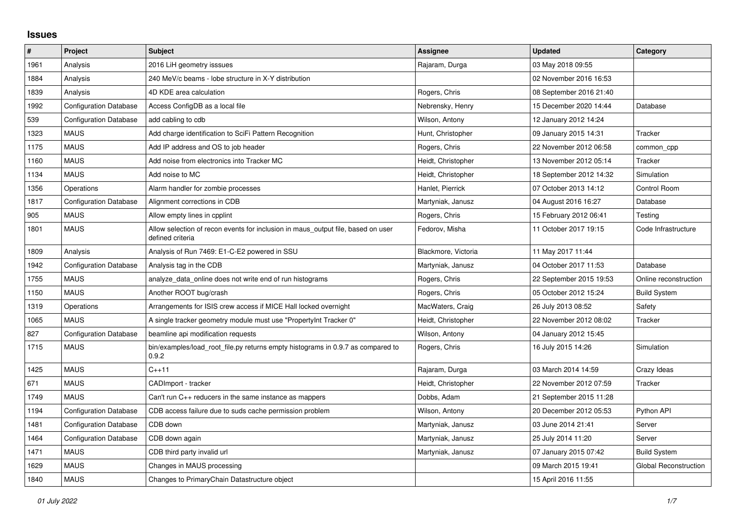## Issues

| # | Project | Subject | Assignee | Updated | Category |
|---|---|---|---|---|---|
| 1961 | Analysis | 2016 LiH geometry isssues | Rajaram, Durga | 03 May 2018 09:55 | |
| 1884 | Analysis | 240 MeV/c beams - lobe structure in X-Y distribution | | 02 November 2016 16:53 | |
| 1839 | Analysis | 4D KDE area calculation | Rogers, Chris | 08 September 2016 21:40 | |
| 1992 | Configuration Database | Access ConfigDB as a local file | Nebrensky, Henry | 15 December 2020 14:44 | Database |
| 539 | Configuration Database | add cabling to cdb | Wilson, Antony | 12 January 2012 14:24 | |
| 1323 | MAUS | Add charge identification to SciFi Pattern Recognition | Hunt, Christopher | 09 January 2015 14:31 | Tracker |
| 1175 | MAUS | Add IP address and OS to job header | Rogers, Chris | 22 November 2012 06:58 | common_cpp |
| 1160 | MAUS | Add noise from electronics into Tracker MC | Heidt, Christopher | 13 November 2012 05:14 | Tracker |
| 1134 | MAUS | Add noise to MC | Heidt, Christopher | 18 September 2012 14:32 | Simulation |
| 1356 | Operations | Alarm handler for zombie processes | Hanlet, Pierrick | 07 October 2013 14:12 | Control Room |
| 1817 | Configuration Database | Alignment corrections in CDB | Martyniak, Janusz | 04 August 2016 16:27 | Database |
| 905 | MAUS | Allow empty lines in cpplint | Rogers, Chris | 15 February 2012 06:41 | Testing |
| 1801 | MAUS | Allow selection of recon events for inclusion in maus_output file, based on user defined criteria | Fedorov, Misha | 11 October 2017 19:15 | Code Infrastructure |
| 1809 | Analysis | Analysis of Run 7469: E1-C-E2 powered in SSU | Blackmore, Victoria | 11 May 2017 11:44 | |
| 1942 | Configuration Database | Analysis tag in the CDB | Martyniak, Janusz | 04 October 2017 11:53 | Database |
| 1755 | MAUS | analyze_data_online does not write end of run histograms | Rogers, Chris | 22 September 2015 19:53 | Online reconstruction |
| 1150 | MAUS | Another ROOT bug/crash | Rogers, Chris | 05 October 2012 15:24 | Build System |
| 1319 | Operations | Arrangements for ISIS crew access if MICE Hall locked overnight | MacWaters, Craig | 26 July 2013 08:52 | Safety |
| 1065 | MAUS | A single tracker geometry module must use "PropertyInt Tracker 0" | Heidt, Christopher | 22 November 2012 08:02 | Tracker |
| 827 | Configuration Database | beamline api modification requests | Wilson, Antony | 04 January 2012 15:45 | |
| 1715 | MAUS | bin/examples/load_root_file.py returns empty histograms in 0.9.7 as compared to 0.9.2 | Rogers, Chris | 16 July 2015 14:26 | Simulation |
| 1425 | MAUS | C++11 | Rajaram, Durga | 03 March 2014 14:59 | Crazy Ideas |
| 671 | MAUS | CADImport - tracker | Heidt, Christopher | 22 November 2012 07:59 | Tracker |
| 1749 | MAUS | Can't run C++ reducers in the same instance as mappers | Dobbs, Adam | 21 September 2015 11:28 | |
| 1194 | Configuration Database | CDB access failure due to suds cache permission problem | Wilson, Antony | 20 December 2012 05:53 | Python API |
| 1481 | Configuration Database | CDB down | Martyniak, Janusz | 03 June 2014 21:41 | Server |
| 1464 | Configuration Database | CDB down again | Martyniak, Janusz | 25 July 2014 11:20 | Server |
| 1471 | MAUS | CDB third party invalid url | Martyniak, Janusz | 07 January 2015 07:42 | Build System |
| 1629 | MAUS | Changes in MAUS processing | | 09 March 2015 19:41 | Global Reconstruction |
| 1840 | MAUS | Changes to PrimaryChain Datastructure object | | 15 April 2016 11:55 | |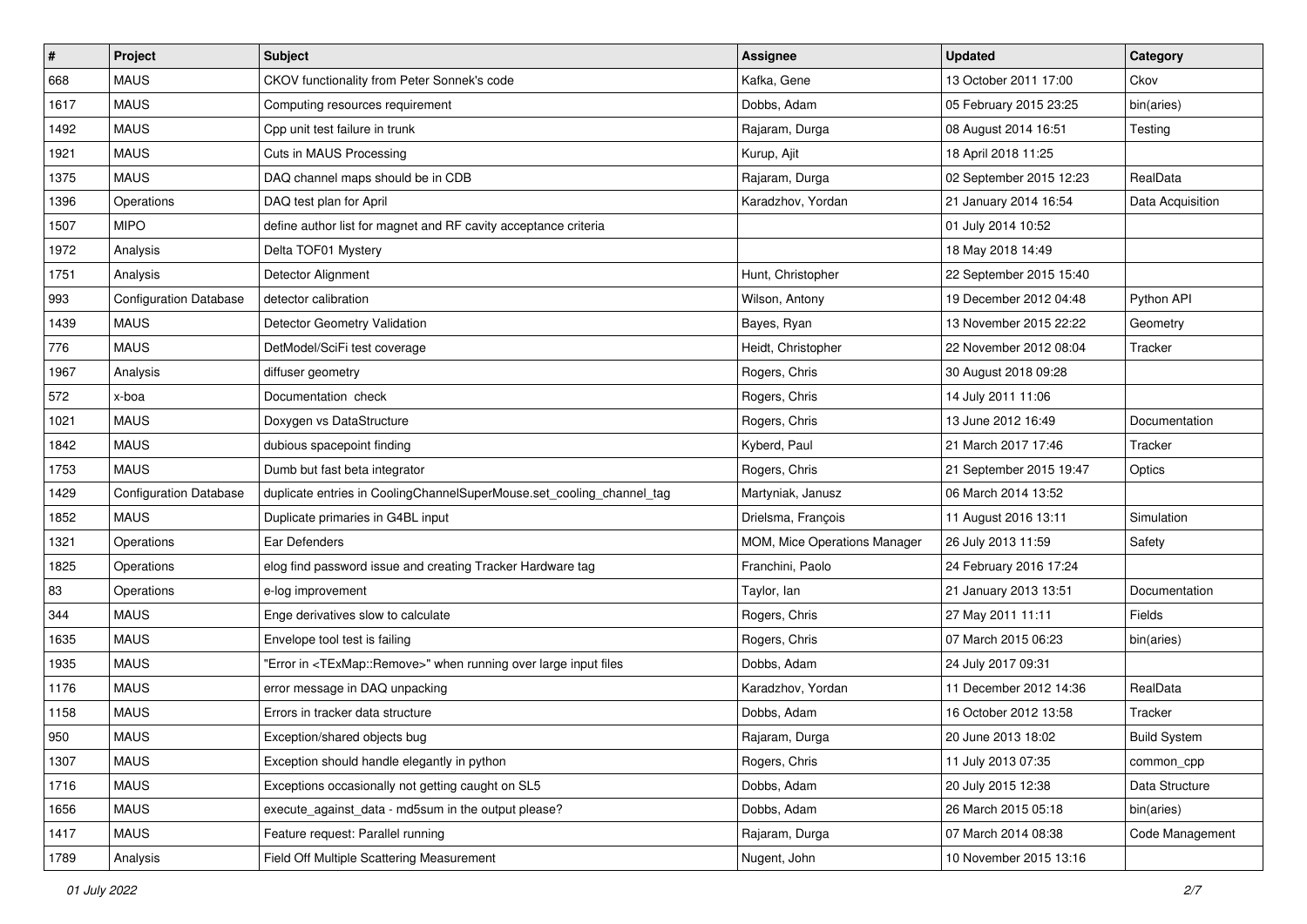| # | Project | Subject | Assignee | Updated | Category |
|---|---|---|---|---|---|
| 668 | MAUS | CKOV functionality from Peter Sonnek's code | Kafka, Gene | 13 October 2011 17:00 | Ckov |
| 1617 | MAUS | Computing resources requirement | Dobbs, Adam | 05 February 2015 23:25 | bin(aries) |
| 1492 | MAUS | Cpp unit test failure in trunk | Rajaram, Durga | 08 August 2014 16:51 | Testing |
| 1921 | MAUS | Cuts in MAUS Processing | Kurup, Ajit | 18 April 2018 11:25 | |
| 1375 | MAUS | DAQ channel maps should be in CDB | Rajaram, Durga | 02 September 2015 12:23 | RealData |
| 1396 | Operations | DAQ test plan for April | Karadzhov, Yordan | 21 January 2014 16:54 | Data Acquisition |
| 1507 | MIPO | define author list for magnet and RF cavity acceptance criteria | | 01 July 2014 10:52 | |
| 1972 | Analysis | Delta TOF01 Mystery | | 18 May 2018 14:49 | |
| 1751 | Analysis | Detector Alignment | Hunt, Christopher | 22 September 2015 15:40 | |
| 993 | Configuration Database | detector calibration | Wilson, Antony | 19 December 2012 04:48 | Python API |
| 1439 | MAUS | Detector Geometry Validation | Bayes, Ryan | 13 November 2015 22:22 | Geometry |
| 776 | MAUS | DetModel/SciFi test coverage | Heidt, Christopher | 22 November 2012 08:04 | Tracker |
| 1967 | Analysis | diffuser geometry | Rogers, Chris | 30 August 2018 09:28 | |
| 572 | x-boa | Documentation check | Rogers, Chris | 14 July 2011 11:06 | |
| 1021 | MAUS | Doxygen vs DataStructure | Rogers, Chris | 13 June 2012 16:49 | Documentation |
| 1842 | MAUS | dubious spacepoint finding | Kyberd, Paul | 21 March 2017 17:46 | Tracker |
| 1753 | MAUS | Dumb but fast beta integrator | Rogers, Chris | 21 September 2015 19:47 | Optics |
| 1429 | Configuration Database | duplicate entries in CoolingChannelSuperMouse.set_cooling_channel_tag | Martyniak, Janusz | 06 March 2014 13:52 | |
| 1852 | MAUS | Duplicate primaries in G4BL input | Drielsma, François | 11 August 2016 13:11 | Simulation |
| 1321 | Operations | Ear Defenders | MOM, Mice Operations Manager | 26 July 2013 11:59 | Safety |
| 1825 | Operations | elog find password issue and creating Tracker Hardware tag | Franchini, Paolo | 24 February 2016 17:24 | |
| 83 | Operations | e-log improvement | Taylor, Ian | 21 January 2013 13:51 | Documentation |
| 344 | MAUS | Enge derivatives slow to calculate | Rogers, Chris | 27 May 2011 11:11 | Fields |
| 1635 | MAUS | Envelope tool test is failing | Rogers, Chris | 07 March 2015 06:23 | bin(aries) |
| 1935 | MAUS | "Error in <TExMap::Remove>" when running over large input files | Dobbs, Adam | 24 July 2017 09:31 | |
| 1176 | MAUS | error message in DAQ unpacking | Karadzhov, Yordan | 11 December 2012 14:36 | RealData |
| 1158 | MAUS | Errors in tracker data structure | Dobbs, Adam | 16 October 2012 13:58 | Tracker |
| 950 | MAUS | Exception/shared objects bug | Rajaram, Durga | 20 June 2013 18:02 | Build System |
| 1307 | MAUS | Exception should handle elegantly in python | Rogers, Chris | 11 July 2013 07:35 | common_cpp |
| 1716 | MAUS | Exceptions occasionally not getting caught on SL5 | Dobbs, Adam | 20 July 2015 12:38 | Data Structure |
| 1656 | MAUS | execute_against_data - md5sum in the output please? | Dobbs, Adam | 26 March 2015 05:18 | bin(aries) |
| 1417 | MAUS | Feature request: Parallel running | Rajaram, Durga | 07 March 2014 08:38 | Code Management |
| 1789 | Analysis | Field Off Multiple Scattering Measurement | Nugent, John | 10 November 2015 13:16 | |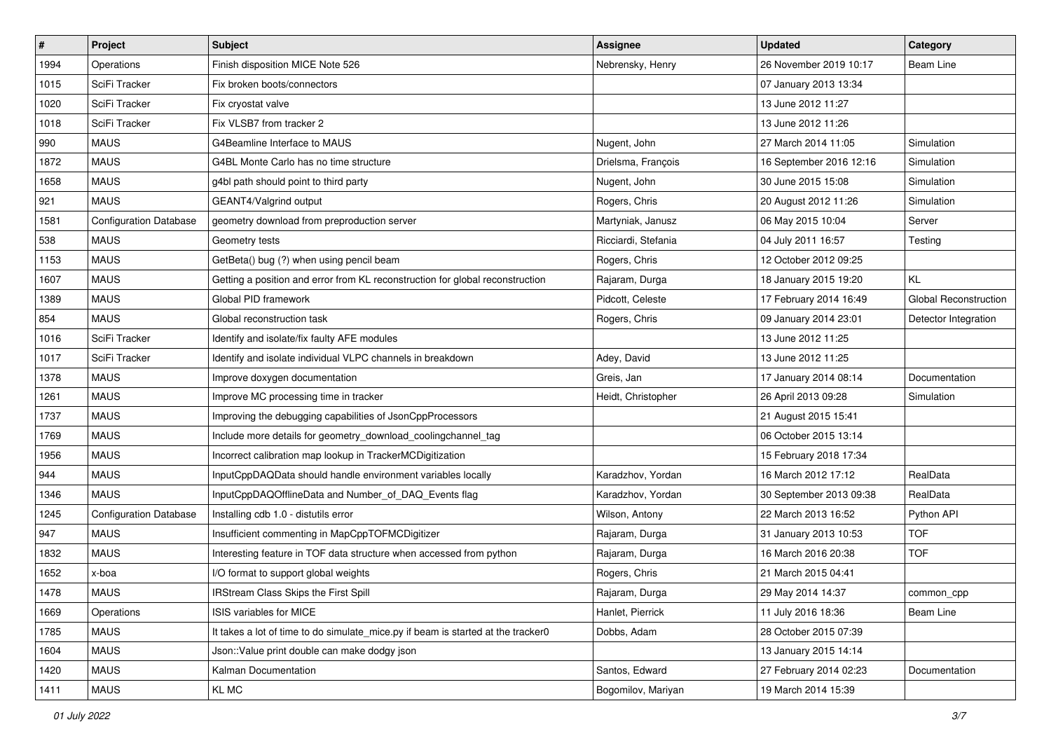| # | Project | Subject | Assignee | Updated | Category |
|---|---|---|---|---|---|
| 1994 | Operations | Finish disposition MICE Note 526 | Nebrensky, Henry | 26 November 2019 10:17 | Beam Line |
| 1015 | SciFi Tracker | Fix broken boots/connectors | | 07 January 2013 13:34 | |
| 1020 | SciFi Tracker | Fix cryostat valve | | 13 June 2012 11:27 | |
| 1018 | SciFi Tracker | Fix VLSB7 from tracker 2 | | 13 June 2012 11:26 | |
| 990 | MAUS | G4Beamline Interface to MAUS | Nugent, John | 27 March 2014 11:05 | Simulation |
| 1872 | MAUS | G4BL Monte Carlo has no time structure | Drielsma, François | 16 September 2016 12:16 | Simulation |
| 1658 | MAUS | g4bl path should point to third party | Nugent, John | 30 June 2015 15:08 | Simulation |
| 921 | MAUS | GEANT4/Valgrind output | Rogers, Chris | 20 August 2012 11:26 | Simulation |
| 1581 | Configuration Database | geometry download from preproduction server | Martyniak, Janusz | 06 May 2015 10:04 | Server |
| 538 | MAUS | Geometry tests | Ricciardi, Stefania | 04 July 2011 16:57 | Testing |
| 1153 | MAUS | GetBeta() bug (?) when using pencil beam | Rogers, Chris | 12 October 2012 09:25 | |
| 1607 | MAUS | Getting a position and error from KL reconstruction for global reconstruction | Rajaram, Durga | 18 January 2015 19:20 | KL |
| 1389 | MAUS | Global PID framework | Pidcott, Celeste | 17 February 2014 16:49 | Global Reconstruction |
| 854 | MAUS | Global reconstruction task | Rogers, Chris | 09 January 2014 23:01 | Detector Integration |
| 1016 | SciFi Tracker | Identify and isolate/fix faulty AFE modules | | 13 June 2012 11:25 | |
| 1017 | SciFi Tracker | Identify and isolate individual VLPC channels in breakdown | Adey, David | 13 June 2012 11:25 | |
| 1378 | MAUS | Improve doxygen documentation | Greis, Jan | 17 January 2014 08:14 | Documentation |
| 1261 | MAUS | Improve MC processing time in tracker | Heidt, Christopher | 26 April 2013 09:28 | Simulation |
| 1737 | MAUS | Improving the debugging capabilities of JsonCppProcessors | | 21 August 2015 15:41 | |
| 1769 | MAUS | Include more details for geometry_download_coolingchannel_tag | | 06 October 2015 13:14 | |
| 1956 | MAUS | Incorrect calibration map lookup in TrackerMCDigitization | | 15 February 2018 17:34 | |
| 944 | MAUS | InputCppDAQData should handle environment variables locally | Karadzhov, Yordan | 16 March 2012 17:12 | RealData |
| 1346 | MAUS | InputCppDAQOfflineData and Number_of_DAQ_Events flag | Karadzhov, Yordan | 30 September 2013 09:38 | RealData |
| 1245 | Configuration Database | Installing cdb 1.0 - distutils error | Wilson, Antony | 22 March 2013 16:52 | Python API |
| 947 | MAUS | Insufficient commenting in MapCppTOFMCDigitizer | Rajaram, Durga | 31 January 2013 10:53 | TOF |
| 1832 | MAUS | Interesting feature in TOF data structure when accessed from python | Rajaram, Durga | 16 March 2016 20:38 | TOF |
| 1652 | x-boa | I/O format to support global weights | Rogers, Chris | 21 March 2015 04:41 | |
| 1478 | MAUS | IRStream Class Skips the First Spill | Rajaram, Durga | 29 May 2014 14:37 | common_cpp |
| 1669 | Operations | ISIS variables for MICE | Hanlet, Pierrick | 11 July 2016 18:36 | Beam Line |
| 1785 | MAUS | It takes a lot of time to do simulate_mice.py if beam is started at the tracker0 | Dobbs, Adam | 28 October 2015 07:39 | |
| 1604 | MAUS | Json::Value print double can make dodgy json | | 13 January 2015 14:14 | |
| 1420 | MAUS | Kalman Documentation | Santos, Edward | 27 February 2014 02:23 | Documentation |
| 1411 | MAUS | KL MC | Bogomilov, Mariyan | 19 March 2014 15:39 | |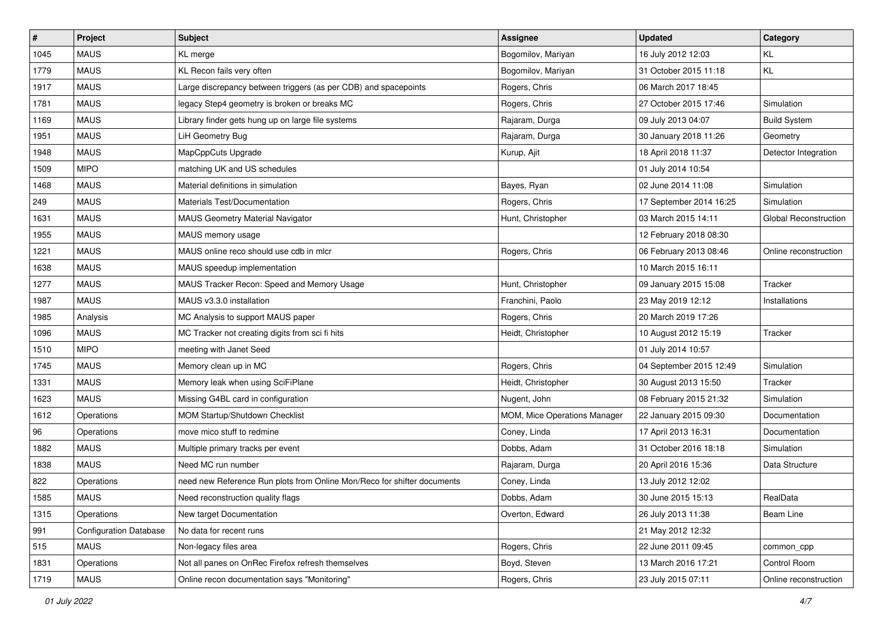| # | Project | Subject | Assignee | Updated | Category |
|---|---|---|---|---|---|
| 1045 | MAUS | KL merge | Bogomilov, Mariyan | 16 July 2012 12:03 | KL |
| 1779 | MAUS | KL Recon fails very often | Bogomilov, Mariyan | 31 October 2015 11:18 | KL |
| 1917 | MAUS | Large discrepancy between triggers (as per CDB) and spacepoints | Rogers, Chris | 06 March 2017 18:45 | |
| 1781 | MAUS | legacy Step4 geometry is broken or breaks MC | Rogers, Chris | 27 October 2015 17:46 | Simulation |
| 1169 | MAUS | Library finder gets hung up on large file systems | Rajaram, Durga | 09 July 2013 04:07 | Build System |
| 1951 | MAUS | LiH Geometry Bug | Rajaram, Durga | 30 January 2018 11:26 | Geometry |
| 1948 | MAUS | MapCppCuts Upgrade | Kurup, Ajit | 18 April 2018 11:37 | Detector Integration |
| 1509 | MIPO | matching UK and US schedules | | 01 July 2014 10:54 | |
| 1468 | MAUS | Material definitions in simulation | Bayes, Ryan | 02 June 2014 11:08 | Simulation |
| 249 | MAUS | Materials Test/Documentation | Rogers, Chris | 17 September 2014 16:25 | Simulation |
| 1631 | MAUS | MAUS Geometry Material Navigator | Hunt, Christopher | 03 March 2015 14:11 | Global Reconstruction |
| 1955 | MAUS | MAUS memory usage | | 12 February 2018 08:30 | |
| 1221 | MAUS | MAUS online reco should use cdb in mlcr | Rogers, Chris | 06 February 2013 08:46 | Online reconstruction |
| 1638 | MAUS | MAUS speedup implementation | | 10 March 2015 16:11 | |
| 1277 | MAUS | MAUS Tracker Recon: Speed and Memory Usage | Hunt, Christopher | 09 January 2015 15:08 | Tracker |
| 1987 | MAUS | MAUS v3.3.0 installation | Franchini, Paolo | 23 May 2019 12:12 | Installations |
| 1985 | Analysis | MC Analysis to support MAUS paper | Rogers, Chris | 20 March 2019 17:26 | |
| 1096 | MAUS | MC Tracker not creating digits from sci fi hits | Heidt, Christopher | 10 August 2012 15:19 | Tracker |
| 1510 | MIPO | meeting with Janet Seed | | 01 July 2014 10:57 | |
| 1745 | MAUS | Memory clean up in MC | Rogers, Chris | 04 September 2015 12:49 | Simulation |
| 1331 | MAUS | Memory leak when using SciFiPlane | Heidt, Christopher | 30 August 2013 15:50 | Tracker |
| 1623 | MAUS | Missing G4BL card in configuration | Nugent, John | 08 February 2015 21:32 | Simulation |
| 1612 | Operations | MOM Startup/Shutdown Checklist | MOM, Mice Operations Manager | 22 January 2015 09:30 | Documentation |
| 96 | Operations | move mico stuff to redmine | Coney, Linda | 17 April 2013 16:31 | Documentation |
| 1882 | MAUS | Multiple primary tracks per event | Dobbs, Adam | 31 October 2016 18:18 | Simulation |
| 1838 | MAUS | Need MC run number | Rajaram, Durga | 20 April 2016 15:36 | Data Structure |
| 822 | Operations | need new Reference Run plots from Online Mon/Reco for shifter documents | Coney, Linda | 13 July 2012 12:02 | |
| 1585 | MAUS | Need reconstruction quality flags | Dobbs, Adam | 30 June 2015 15:13 | RealData |
| 1315 | Operations | New target Documentation | Overton, Edward | 26 July 2013 11:38 | Beam Line |
| 991 | Configuration Database | No data for recent runs | | 21 May 2012 12:32 | |
| 515 | MAUS | Non-legacy files area | Rogers, Chris | 22 June 2011 09:45 | common_cpp |
| 1831 | Operations | Not all panes on OnRec Firefox refresh themselves | Boyd, Steven | 13 March 2016 17:21 | Control Room |
| 1719 | MAUS | Online recon documentation says "Monitoring" | Rogers, Chris | 23 July 2015 07:11 | Online reconstruction |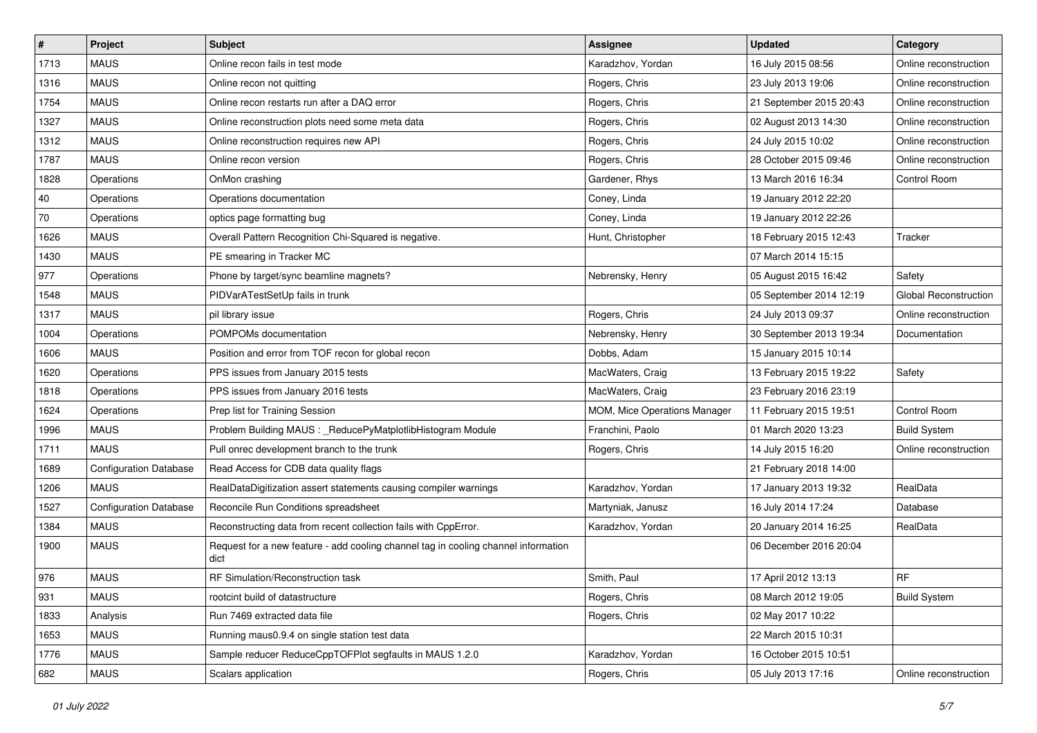| # | Project | Subject | Assignee | Updated | Category |
|---|---|---|---|---|---|
| 1713 | MAUS | Online recon fails in test mode | Karadzhov, Yordan | 16 July 2015 08:56 | Online reconstruction |
| 1316 | MAUS | Online recon not quitting | Rogers, Chris | 23 July 2013 19:06 | Online reconstruction |
| 1754 | MAUS | Online recon restarts run after a DAQ error | Rogers, Chris | 21 September 2015 20:43 | Online reconstruction |
| 1327 | MAUS | Online reconstruction plots need some meta data | Rogers, Chris | 02 August 2013 14:30 | Online reconstruction |
| 1312 | MAUS | Online reconstruction requires new API | Rogers, Chris | 24 July 2015 10:02 | Online reconstruction |
| 1787 | MAUS | Online recon version | Rogers, Chris | 28 October 2015 09:46 | Online reconstruction |
| 1828 | Operations | OnMon crashing | Gardener, Rhys | 13 March 2016 16:34 | Control Room |
| 40 | Operations | Operations documentation | Coney, Linda | 19 January 2012 22:20 | |
| 70 | Operations | optics page formatting bug | Coney, Linda | 19 January 2012 22:26 | |
| 1626 | MAUS | Overall Pattern Recognition Chi-Squared is negative. | Hunt, Christopher | 18 February 2015 12:43 | Tracker |
| 1430 | MAUS | PE smearing in Tracker MC | | 07 March 2014 15:15 | |
| 977 | Operations | Phone by target/sync beamline magnets? | Nebrensky, Henry | 05 August 2015 16:42 | Safety |
| 1548 | MAUS | PIDVarATestSetUp fails in trunk | | 05 September 2014 12:19 | Global Reconstruction |
| 1317 | MAUS | pil library issue | Rogers, Chris | 24 July 2013 09:37 | Online reconstruction |
| 1004 | Operations | POMPOMs documentation | Nebrensky, Henry | 30 September 2013 19:34 | Documentation |
| 1606 | MAUS | Position and error from TOF recon for global recon | Dobbs, Adam | 15 January 2015 10:14 | |
| 1620 | Operations | PPS issues from January 2015 tests | MacWaters, Craig | 13 February 2015 19:22 | Safety |
| 1818 | Operations | PPS issues from January 2016 tests | MacWaters, Craig | 23 February 2016 23:19 | |
| 1624 | Operations | Prep list for Training Session | MOM, Mice Operations Manager | 11 February 2015 19:51 | Control Room |
| 1996 | MAUS | Problem Building MAUS : _ReducePyMatplotlibHistogram Module | Franchini, Paolo | 01 March 2020 13:23 | Build System |
| 1711 | MAUS | Pull onrec development branch to the trunk | Rogers, Chris | 14 July 2015 16:20 | Online reconstruction |
| 1689 | Configuration Database | Read Access for CDB data quality flags | | 21 February 2018 14:00 | |
| 1206 | MAUS | RealDataDigitization assert statements causing compiler warnings | Karadzhov, Yordan | 17 January 2013 19:32 | RealData |
| 1527 | Configuration Database | Reconcile Run Conditions spreadsheet | Martyniak, Janusz | 16 July 2014 17:24 | Database |
| 1384 | MAUS | Reconstructing data from recent collection fails with CppError. | Karadzhov, Yordan | 20 January 2014 16:25 | RealData |
| 1900 | MAUS | Request for a new feature - add cooling channel tag in cooling channel information dict | | 06 December 2016 20:04 | |
| 976 | MAUS | RF Simulation/Reconstruction task | Smith, Paul | 17 April 2012 13:13 | RF |
| 931 | MAUS | rootcint build of datastructure | Rogers, Chris | 08 March 2012 19:05 | Build System |
| 1833 | Analysis | Run 7469 extracted data file | Rogers, Chris | 02 May 2017 10:22 | |
| 1653 | MAUS | Running maus0.9.4 on single station test data | | 22 March 2015 10:31 | |
| 1776 | MAUS | Sample reducer ReduceCppTOFPlot segfaults in MAUS 1.2.0 | Karadzhov, Yordan | 16 October 2015 10:51 | |
| 682 | MAUS | Scalars application | Rogers, Chris | 05 July 2013 17:16 | Online reconstruction |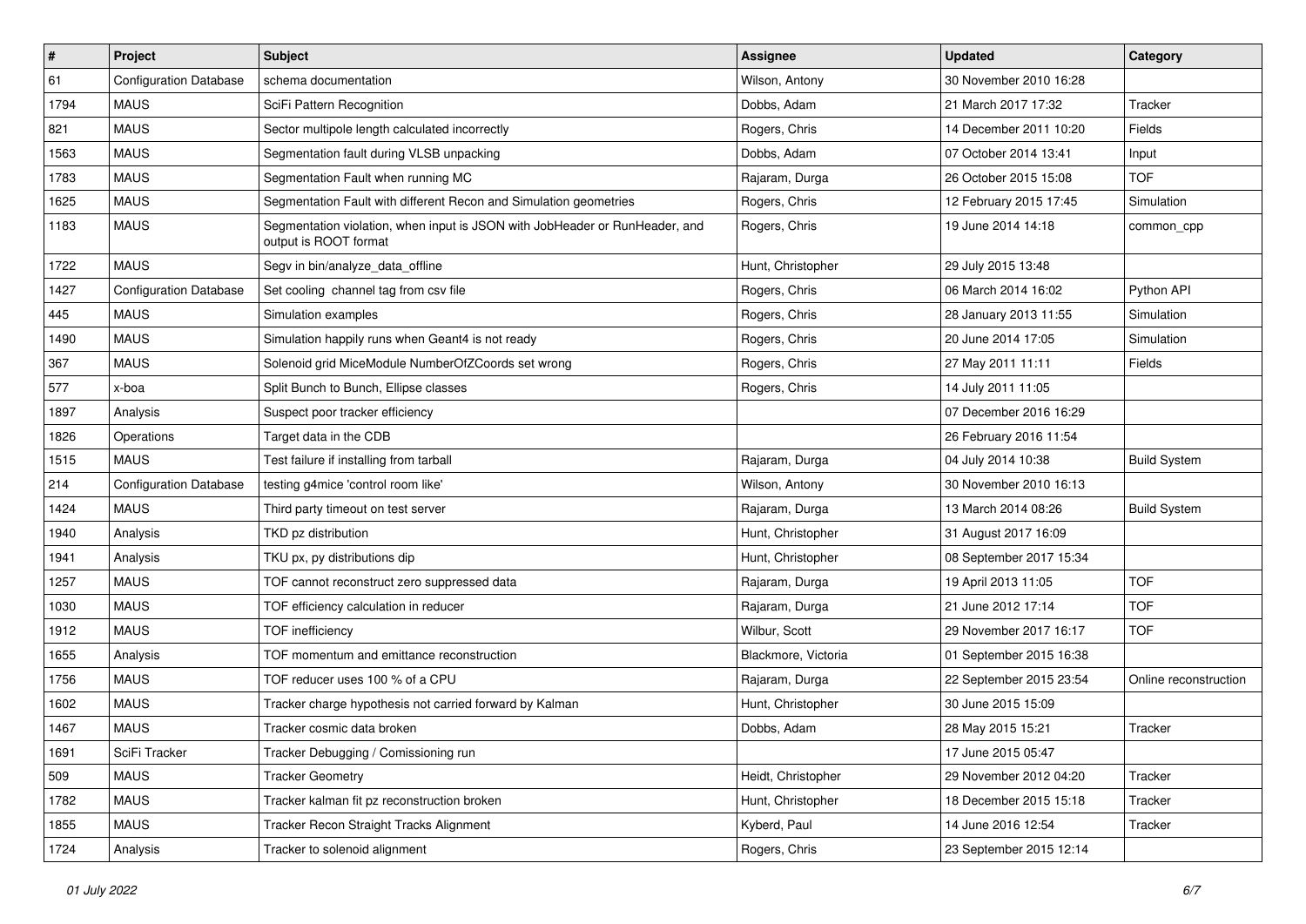| # | Project | Subject | Assignee | Updated | Category |
|---|---|---|---|---|---|
| 61 | Configuration Database | schema documentation | Wilson, Antony | 30 November 2010 16:28 | |
| 1794 | MAUS | SciFi Pattern Recognition | Dobbs, Adam | 21 March 2017 17:32 | Tracker |
| 821 | MAUS | Sector multipole length calculated incorrectly | Rogers, Chris | 14 December 2011 10:20 | Fields |
| 1563 | MAUS | Segmentation fault during VLSB unpacking | Dobbs, Adam | 07 October 2014 13:41 | Input |
| 1783 | MAUS | Segmentation Fault when running MC | Rajaram, Durga | 26 October 2015 15:08 | TOF |
| 1625 | MAUS | Segmentation Fault with different Recon and Simulation geometries | Rogers, Chris | 12 February 2015 17:45 | Simulation |
| 1183 | MAUS | Segmentation violation, when input is JSON with JobHeader or RunHeader, and output is ROOT format | Rogers, Chris | 19 June 2014 14:18 | common_cpp |
| 1722 | MAUS | Segv in bin/analyze_data_offline | Hunt, Christopher | 29 July 2015 13:48 | |
| 1427 | Configuration Database | Set cooling channel tag from csv file | Rogers, Chris | 06 March 2014 16:02 | Python API |
| 445 | MAUS | Simulation examples | Rogers, Chris | 28 January 2013 11:55 | Simulation |
| 1490 | MAUS | Simulation happily runs when Geant4 is not ready | Rogers, Chris | 20 June 2014 17:05 | Simulation |
| 367 | MAUS | Solenoid grid MiceModule NumberOfZCoords set wrong | Rogers, Chris | 27 May 2011 11:11 | Fields |
| 577 | x-boa | Split Bunch to Bunch, Ellipse classes | Rogers, Chris | 14 July 2011 11:05 | |
| 1897 | Analysis | Suspect poor tracker efficiency | | 07 December 2016 16:29 | |
| 1826 | Operations | Target data in the CDB | | 26 February 2016 11:54 | |
| 1515 | MAUS | Test failure if installing from tarball | Rajaram, Durga | 04 July 2014 10:38 | Build System |
| 214 | Configuration Database | testing g4mice 'control room like' | Wilson, Antony | 30 November 2010 16:13 | |
| 1424 | MAUS | Third party timeout on test server | Rajaram, Durga | 13 March 2014 08:26 | Build System |
| 1940 | Analysis | TKD pz distribution | Hunt, Christopher | 31 August 2017 16:09 | |
| 1941 | Analysis | TKU px, py distributions dip | Hunt, Christopher | 08 September 2017 15:34 | |
| 1257 | MAUS | TOF cannot reconstruct zero suppressed data | Rajaram, Durga | 19 April 2013 11:05 | TOF |
| 1030 | MAUS | TOF efficiency calculation in reducer | Rajaram, Durga | 21 June 2012 17:14 | TOF |
| 1912 | MAUS | TOF inefficiency | Wilbur, Scott | 29 November 2017 16:17 | TOF |
| 1655 | Analysis | TOF momentum and emittance reconstruction | Blackmore, Victoria | 01 September 2015 16:38 | |
| 1756 | MAUS | TOF reducer uses 100 % of a CPU | Rajaram, Durga | 22 September 2015 23:54 | Online reconstruction |
| 1602 | MAUS | Tracker charge hypothesis not carried forward by Kalman | Hunt, Christopher | 30 June 2015 15:09 | |
| 1467 | MAUS | Tracker cosmic data broken | Dobbs, Adam | 28 May 2015 15:21 | Tracker |
| 1691 | SciFi Tracker | Tracker Debugging / Comissioning run | | 17 June 2015 05:47 | |
| 509 | MAUS | Tracker Geometry | Heidt, Christopher | 29 November 2012 04:20 | Tracker |
| 1782 | MAUS | Tracker kalman fit pz reconstruction broken | Hunt, Christopher | 18 December 2015 15:18 | Tracker |
| 1855 | MAUS | Tracker Recon Straight Tracks Alignment | Kyberd, Paul | 14 June 2016 12:54 | Tracker |
| 1724 | Analysis | Tracker to solenoid alignment | Rogers, Chris | 23 September 2015 12:14 | |

*01 July 2022*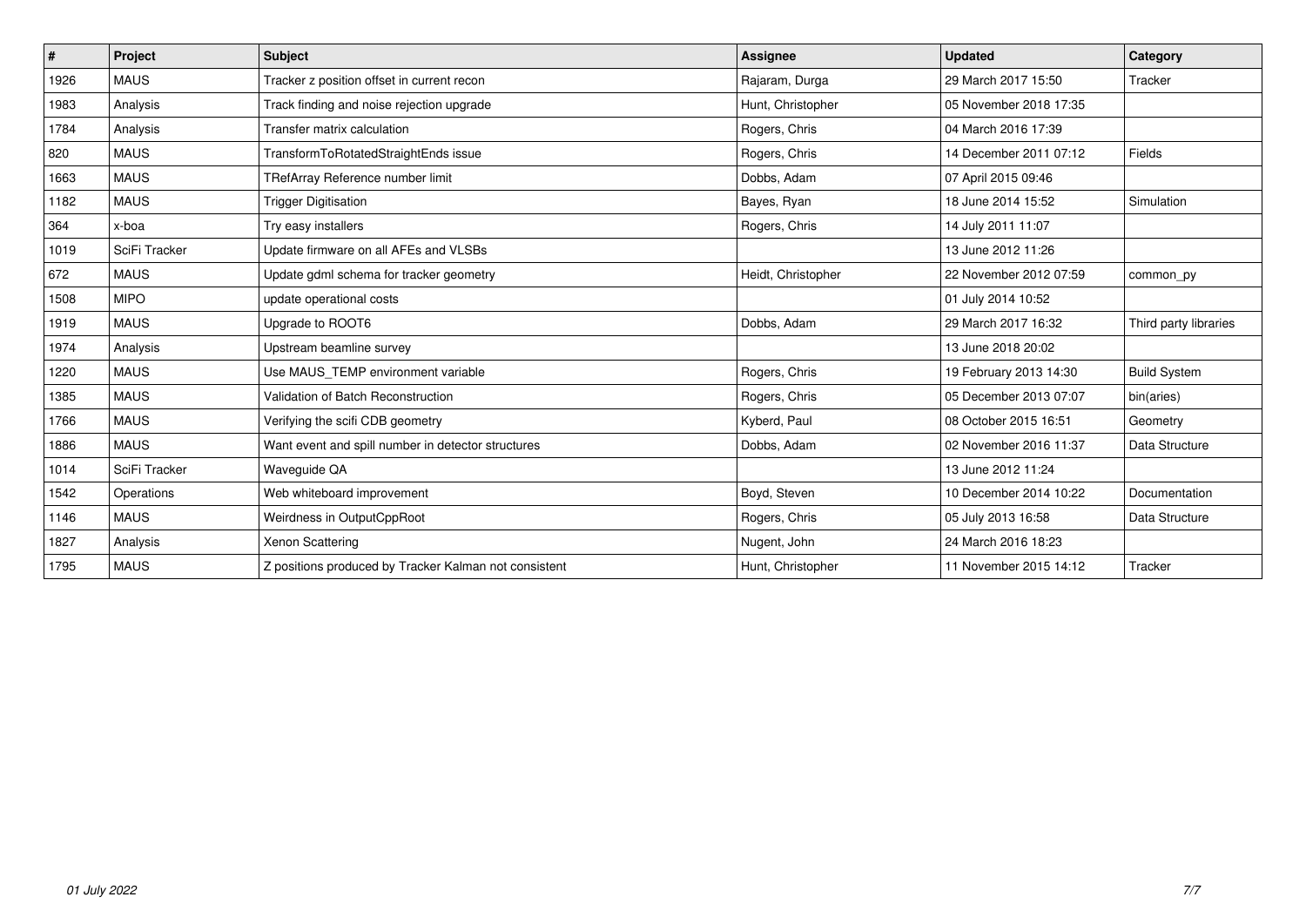| # | Project | Subject | Assignee | Updated | Category |
|---|---|---|---|---|---|
| 1926 | MAUS | Tracker z position offset in current recon | Rajaram, Durga | 29 March 2017 15:50 | Tracker |
| 1983 | Analysis | Track finding and noise rejection upgrade | Hunt, Christopher | 05 November 2018 17:35 | |
| 1784 | Analysis | Transfer matrix calculation | Rogers, Chris | 04 March 2016 17:39 | |
| 820 | MAUS | TransformToRotatedStraightEnds issue | Rogers, Chris | 14 December 2011 07:12 | Fields |
| 1663 | MAUS | TRefArray Reference number limit | Dobbs, Adam | 07 April 2015 09:46 | |
| 1182 | MAUS | Trigger Digitisation | Bayes, Ryan | 18 June 2014 15:52 | Simulation |
| 364 | x-boa | Try easy installers | Rogers, Chris | 14 July 2011 11:07 | |
| 1019 | SciFi Tracker | Update firmware on all AFEs and VLSBs | | 13 June 2012 11:26 | |
| 672 | MAUS | Update gdml schema for tracker geometry | Heidt, Christopher | 22 November 2012 07:59 | common_py |
| 1508 | MIPO | update operational costs | | 01 July 2014 10:52 | |
| 1919 | MAUS | Upgrade to ROOT6 | Dobbs, Adam | 29 March 2017 16:32 | Third party libraries |
| 1974 | Analysis | Upstream beamline survey | | 13 June 2018 20:02 | |
| 1220 | MAUS | Use MAUS_TEMP environment variable | Rogers, Chris | 19 February 2013 14:30 | Build System |
| 1385 | MAUS | Validation of Batch Reconstruction | Rogers, Chris | 05 December 2013 07:07 | bin(aries) |
| 1766 | MAUS | Verifying the scifi CDB geometry | Kyberd, Paul | 08 October 2015 16:51 | Geometry |
| 1886 | MAUS | Want event and spill number in detector structures | Dobbs, Adam | 02 November 2016 11:37 | Data Structure |
| 1014 | SciFi Tracker | Waveguide QA | | 13 June 2012 11:24 | |
| 1542 | Operations | Web whiteboard improvement | Boyd, Steven | 10 December 2014 10:22 | Documentation |
| 1146 | MAUS | Weirdness in OutputCppRoot | Rogers, Chris | 05 July 2013 16:58 | Data Structure |
| 1827 | Analysis | Xenon Scattering | Nugent, John | 24 March 2016 18:23 | |
| 1795 | MAUS | Z positions produced by Tracker Kalman not consistent | Hunt, Christopher | 11 November 2015 14:12 | Tracker |

*01 July 2022*